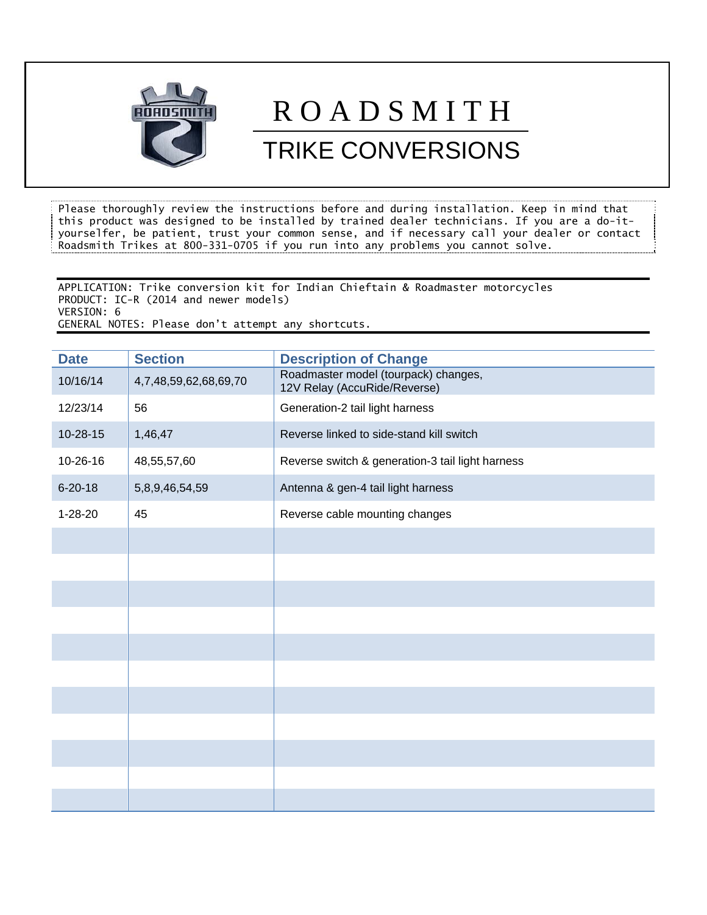# ROADSMITH

## TRIKE CONVERSIONS

Please thoroughly review the instructions before and during installation. Keep in mind that this product was designed to be installed by trained dealer technicians. If you are a do-it-yourselfer, be patient, trust your common sense, and if necessary call your dealer or contact Roadsmith Trikes at 800-331-0705 if you run into any problems you cannot solve.

APPLICATION: Trike conversion kit for Indian Chieftain & Roadmaster motorcycles
PRODUCT: IC-R (2014 and newer models)
VERSION: 6
GENERAL NOTES: Please don't attempt any shortcuts.

| Date | Section | Description of Change |
|---|---|---|
| 10/16/14 | 4,7,48,59,62,68,69,70 | Roadmaster model (tourpack) changes, 12V Relay (AccuRide/Reverse) |
| 12/23/14 | 56 | Generation-2 tail light harness |
| 10-28-15 | 1,46,47 | Reverse linked to side-stand kill switch |
| 10-26-16 | 48,55,57,60 | Reverse switch & generation-3 tail light harness |
| 6-20-18 | 5,8,9,46,54,59 | Antenna & gen-4 tail light harness |
| 1-28-20 | 45 | Reverse cable mounting changes |
| | | |
| | | |
| | | |
| | | |
| | | |
| | | |
| | | |
| | | |
| | | |
| | | |
| | | |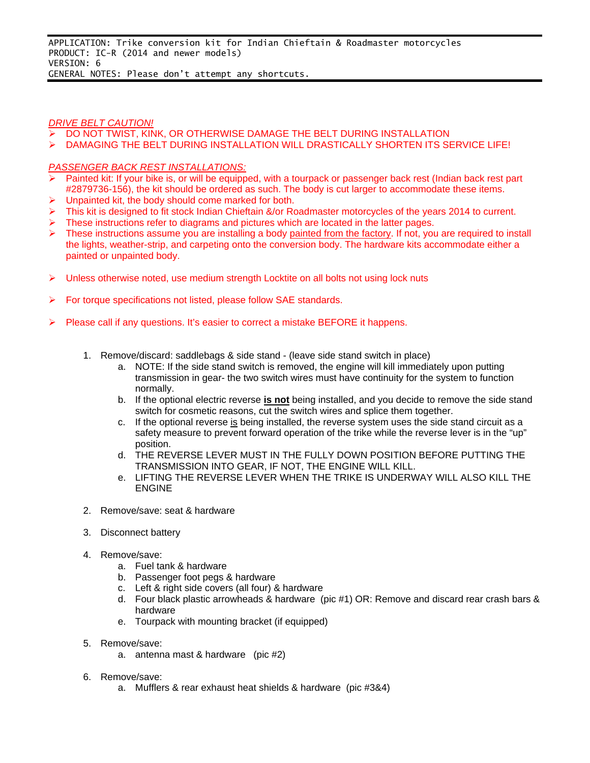```
APPLICATION: Trike conversion kit for Indian Chieftain & Roadmaster motorcycles
PRODUCT: IC-R (2014 and newer models)
VERSION: 6
GENERAL NOTES: Please don't attempt any shortcuts.
```

***DRIVE BELT CAUTION!***

- DO NOT TWIST, KINK, OR OTHERWISE DAMAGE THE BELT DURING INSTALLATION
- DAMAGING THE BELT DURING INSTALLATION WILL DRASTICALLY SHORTEN ITS SERVICE LIFE!

***PASSENGER BACK REST INSTALLATIONS:***

- Painted kit: If your bike is, or will be equipped, with a tourpack or passenger back rest (Indian back rest part #2879736-156), the kit should be ordered as such. The body is cut larger to accommodate these items.
- Unpainted kit, the body should come marked for both.
- This kit is designed to fit stock Indian Chieftain &/or Roadmaster motorcycles of the years 2014 to current.
- These instructions refer to diagrams and pictures which are located in the latter pages.
- These instructions assume you are installing a body painted from the factory. If not, you are required to install the lights, weather-strip, and carpeting onto the conversion body. The hardware kits accommodate either a painted or unpainted body.
- Unless otherwise noted, use medium strength Locktite on all bolts not using lock nuts
- For torque specifications not listed, please follow SAE standards.
- Please call if any questions. It's easier to correct a mistake BEFORE it happens.

1. Remove/discard: saddlebags & side stand - (leave side stand switch in place)
    a. NOTE: If the side stand switch is removed, the engine will kill immediately upon putting transmission in gear- the two switch wires must have continuity for the system to function normally.
    b. If the optional electric reverse **is not** being installed, and you decide to remove the side stand switch for cosmetic reasons, cut the switch wires and splice them together.
    c. If the optional reverse is being installed, the reverse system uses the side stand circuit as a safety measure to prevent forward operation of the trike while the reverse lever is in the "up" position.
    d. THE REVERSE LEVER MUST IN THE FULLY DOWN POSITION BEFORE PUTTING THE TRANSMISSION INTO GEAR, IF NOT, THE ENGINE WILL KILL.
    e. LIFTING THE REVERSE LEVER WHEN THE TRIKE IS UNDERWAY WILL ALSO KILL THE ENGINE
2. Remove/save: seat & hardware
3. Disconnect battery
4. Remove/save:
    a. Fuel tank & hardware
    b. Passenger foot pegs & hardware
    c. Left & right side covers (all four) & hardware
    d. Four black plastic arrowheads & hardware (pic #1) OR: Remove and discard rear crash bars & hardware
    e. Tourpack with mounting bracket (if equipped)
5. Remove/save:
    a. antenna mast & hardware (pic #2)
6. Remove/save:
    a. Mufflers & rear exhaust heat shields & hardware (pic #3&4)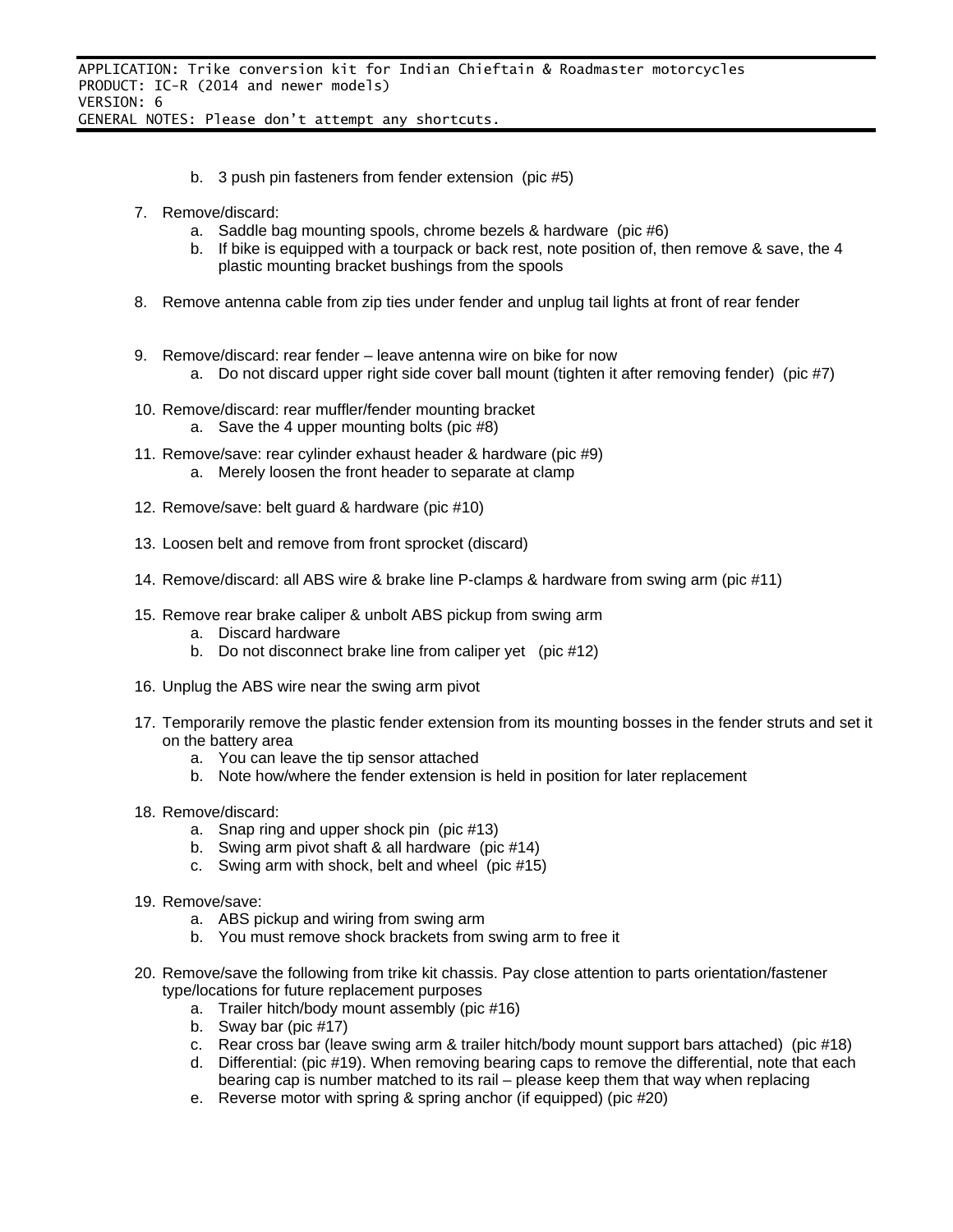APPLICATION: Trike conversion kit for Indian Chieftain & Roadmaster motorcycles
PRODUCT: IC-R (2014 and newer models)
VERSION: 6
GENERAL NOTES: Please don't attempt any shortcuts.

   b. 3 push pin fasteners from fender extension (pic #5)

7. Remove/discard:
   a. Saddle bag mounting spools, chrome bezels & hardware (pic #6)
   b. If bike is equipped with a tourpack or back rest, note position of, then remove & save, the 4 plastic mounting bracket bushings from the spools

8. Remove antenna cable from zip ties under fender and unplug tail lights at front of rear fender

9. Remove/discard: rear fender – leave antenna wire on bike for now
   a. Do not discard upper right side cover ball mount (tighten it after removing fender) (pic #7)

10. Remove/discard: rear muffler/fender mounting bracket
    a. Save the 4 upper mounting bolts (pic #8)

11. Remove/save: rear cylinder exhaust header & hardware (pic #9)
    a. Merely loosen the front header to separate at clamp

12. Remove/save: belt guard & hardware (pic #10)

13. Loosen belt and remove from front sprocket (discard)

14. Remove/discard: all ABS wire & brake line P-clamps & hardware from swing arm (pic #11)

15. Remove rear brake caliper & unbolt ABS pickup from swing arm
    a. Discard hardware
    b. Do not disconnect brake line from caliper yet (pic #12)

16. Unplug the ABS wire near the swing arm pivot

17. Temporarily remove the plastic fender extension from its mounting bosses in the fender struts and set it on the battery area
    a. You can leave the tip sensor attached
    b. Note how/where the fender extension is held in position for later replacement

18. Remove/discard:
    a. Snap ring and upper shock pin (pic #13)
    b. Swing arm pivot shaft & all hardware (pic #14)
    c. Swing arm with shock, belt and wheel (pic #15)

19. Remove/save:
    a. ABS pickup and wiring from swing arm
    b. You must remove shock brackets from swing arm to free it

20. Remove/save the following from trike kit chassis. Pay close attention to parts orientation/fastener type/locations for future replacement purposes
    a. Trailer hitch/body mount assembly (pic #16)
    b. Sway bar (pic #17)
    c. Rear cross bar (leave swing arm & trailer hitch/body mount support bars attached) (pic #18)
    d. Differential: (pic #19). When removing bearing caps to remove the differential, note that each bearing cap is number matched to its rail – please keep them that way when replacing
    e. Reverse motor with spring & spring anchor (if equipped) (pic #20)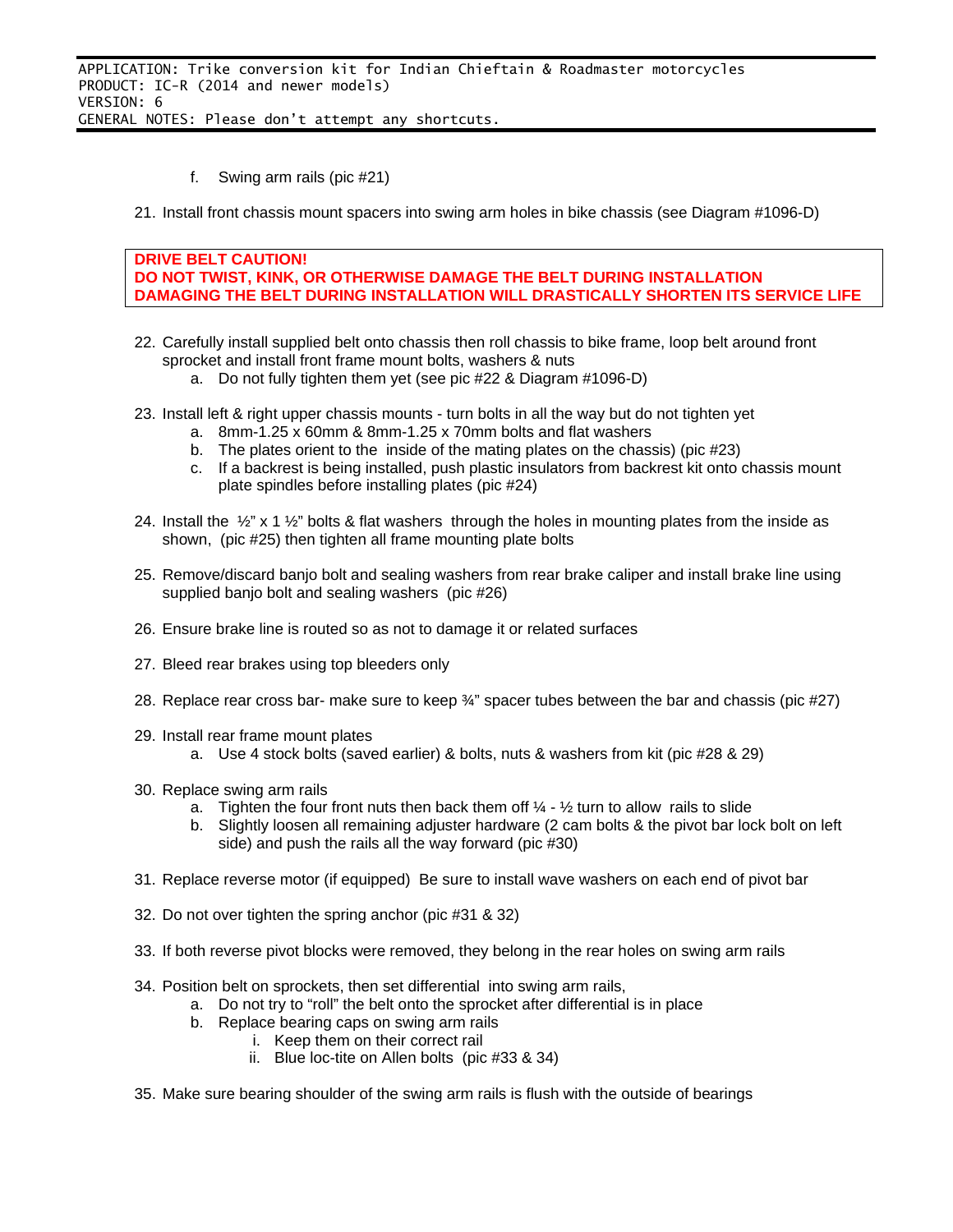f. Swing arm rails (pic #21)

21. Install front chassis mount spacers into swing arm holes in bike chassis (see Diagram #1096-D)

**DRIVE BELT CAUTION!**
**DO NOT TWIST, KINK, OR OTHERWISE DAMAGE THE BELT DURING INSTALLATION**
**DAMAGING THE BELT DURING INSTALLATION WILL DRASTICALLY SHORTEN ITS SERVICE LIFE**

22. Carefully install supplied belt onto chassis then roll chassis to bike frame, loop belt around front sprocket and install front frame mount bolts, washers & nuts
    a. Do not fully tighten them yet (see pic #22 & Diagram #1096-D)

23. Install left & right upper chassis mounts - turn bolts in all the way but do not tighten yet
    a. 8mm-1.25 x 60mm & 8mm-1.25 x 70mm bolts and flat washers
    b. The plates orient to the inside of the mating plates on the chassis) (pic #23)
    c. If a backrest is being installed, push plastic insulators from backrest kit onto chassis mount plate spindles before installing plates (pic #24)

24. Install the ½" x 1 ½" bolts & flat washers through the holes in mounting plates from the inside as shown, (pic #25) then tighten all frame mounting plate bolts

25. Remove/discard banjo bolt and sealing washers from rear brake caliper and install brake line using supplied banjo bolt and sealing washers (pic #26)

26. Ensure brake line is routed so as not to damage it or related surfaces

27. Bleed rear brakes using top bleeders only

28. Replace rear cross bar- make sure to keep ¾" spacer tubes between the bar and chassis (pic #27)

29. Install rear frame mount plates
    a. Use 4 stock bolts (saved earlier) & bolts, nuts & washers from kit (pic #28 & 29)

30. Replace swing arm rails
    a. Tighten the four front nuts then back them off ¼ - ½ turn to allow rails to slide
    b. Slightly loosen all remaining adjuster hardware (2 cam bolts & the pivot bar lock bolt on left side) and push the rails all the way forward (pic #30)

31. Replace reverse motor (if equipped) Be sure to install wave washers on each end of pivot bar

32. Do not over tighten the spring anchor (pic #31 & 32)

33. If both reverse pivot blocks were removed, they belong in the rear holes on swing arm rails

34. Position belt on sprockets, then set differential into swing arm rails,
    a. Do not try to "roll" the belt onto the sprocket after differential is in place
    b. Replace bearing caps on swing arm rails
        i. Keep them on their correct rail
        ii. Blue loc-tite on Allen bolts (pic #33 & 34)

35. Make sure bearing shoulder of the swing arm rails is flush with the outside of bearings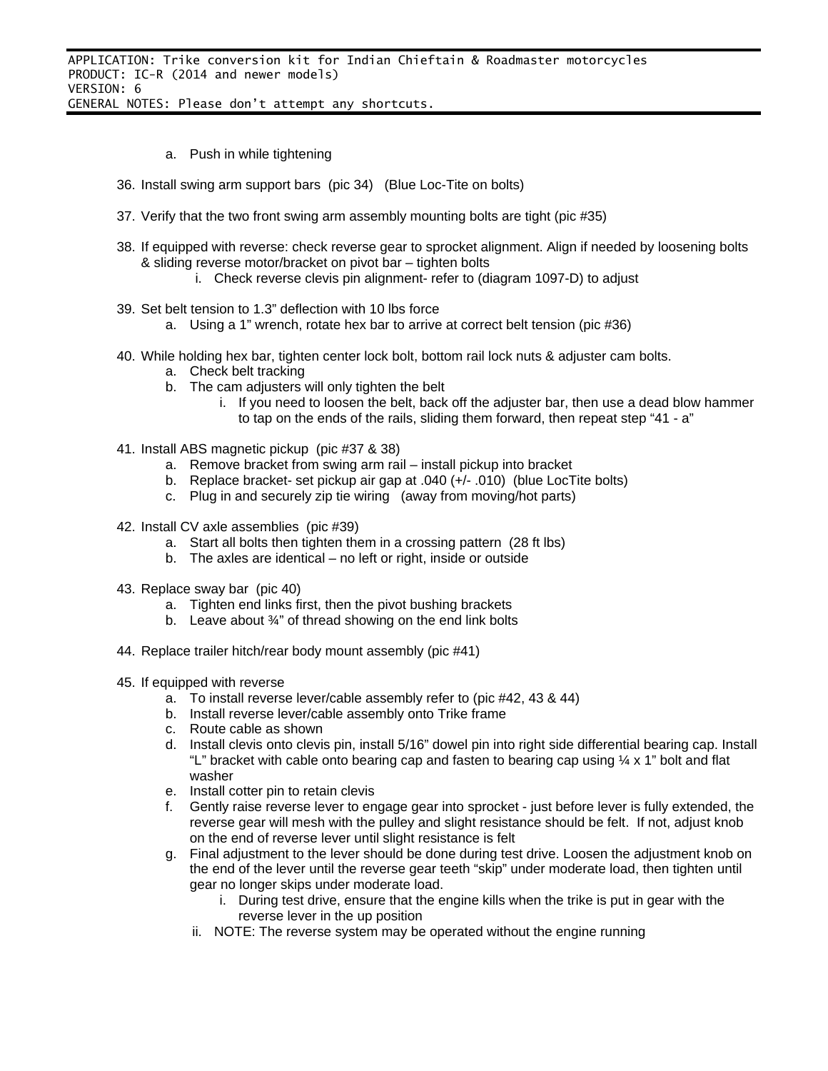a. Push in while tightening

36. Install swing arm support bars (pic 34) (Blue Loc-Tite on bolts)

37. Verify that the two front swing arm assembly mounting bolts are tight (pic #35)

38. If equipped with reverse: check reverse gear to sprocket alignment. Align if needed by loosening bolts & sliding reverse motor/bracket on pivot bar – tighten bolts
    i. Check reverse clevis pin alignment- refer to (diagram 1097-D) to adjust

39. Set belt tension to 1.3" deflection with 10 lbs force
    a. Using a 1" wrench, rotate hex bar to arrive at correct belt tension (pic #36)

40. While holding hex bar, tighten center lock bolt, bottom rail lock nuts & adjuster cam bolts.
    a. Check belt tracking
    b. The cam adjusters will only tighten the belt
        i. If you need to loosen the belt, back off the adjuster bar, then use a dead blow hammer to tap on the ends of the rails, sliding them forward, then repeat step "41 - a"

41. Install ABS magnetic pickup (pic #37 & 38)
    a. Remove bracket from swing arm rail – install pickup into bracket
    b. Replace bracket- set pickup air gap at .040 (+/- .010) (blue LocTite bolts)
    c. Plug in and securely zip tie wiring (away from moving/hot parts)

42. Install CV axle assemblies (pic #39)
    a. Start all bolts then tighten them in a crossing pattern (28 ft lbs)
    b. The axles are identical – no left or right, inside or outside

43. Replace sway bar (pic 40)
    a. Tighten end links first, then the pivot bushing brackets
    b. Leave about ¾" of thread showing on the end link bolts

44. Replace trailer hitch/rear body mount assembly (pic #41)

45. If equipped with reverse
    a. To install reverse lever/cable assembly refer to (pic #42, 43 & 44)
    b. Install reverse lever/cable assembly onto Trike frame
    c. Route cable as shown
    d. Install clevis onto clevis pin, install 5/16" dowel pin into right side differential bearing cap. Install "L" bracket with cable onto bearing cap and fasten to bearing cap using ¼ x 1" bolt and flat washer
    e. Install cotter pin to retain clevis
    f. Gently raise reverse lever to engage gear into sprocket - just before lever is fully extended, the reverse gear will mesh with the pulley and slight resistance should be felt. If not, adjust knob on the end of reverse lever until slight resistance is felt
    g. Final adjustment to the lever should be done during test drive. Loosen the adjustment knob on the end of the lever until the reverse gear teeth "skip" under moderate load, then tighten until gear no longer skips under moderate load.
        i. During test drive, ensure that the engine kills when the trike is put in gear with the reverse lever in the up position
    ii. NOTE: The reverse system may be operated without the engine running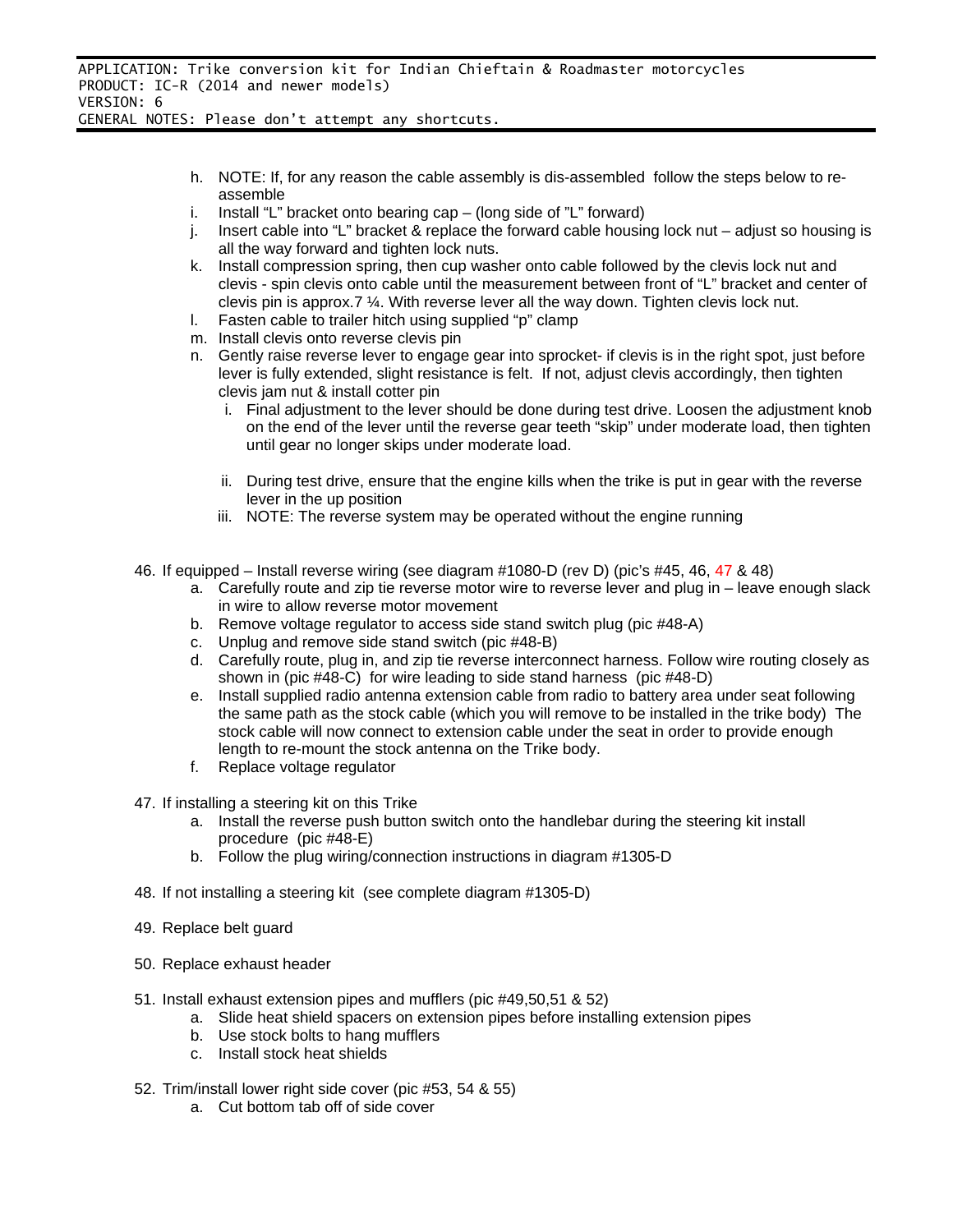h. NOTE: If, for any reason the cable assembly is dis-assembled follow the steps below to re-assemble
i. Install "L" bracket onto bearing cap – (long side of "L" forward)
j. Insert cable into "L" bracket & replace the forward cable housing lock nut – adjust so housing is all the way forward and tighten lock nuts.
k. Install compression spring, then cup washer onto cable followed by the clevis lock nut and clevis - spin clevis onto cable until the measurement between front of "L" bracket and center of clevis pin is approx.7 ¼. With reverse lever all the way down. Tighten clevis lock nut.
l. Fasten cable to trailer hitch using supplied "p" clamp
m. Install clevis onto reverse clevis pin
n. Gently raise reverse lever to engage gear into sprocket- if clevis is in the right spot, just before lever is fully extended, slight resistance is felt. If not, adjust clevis accordingly, then tighten clevis jam nut & install cotter pin
    i. Final adjustment to the lever should be done during test drive. Loosen the adjustment knob on the end of the lever until the reverse gear teeth "skip" under moderate load, then tighten until gear no longer skips under moderate load.
    ii. During test drive, ensure that the engine kills when the trike is put in gear with the reverse lever in the up position
    iii. NOTE: The reverse system may be operated without the engine running

46. If equipped – Install reverse wiring (see diagram #1080-D (rev D) (pic's #45, 46, 47 & 48)
    a. Carefully route and zip tie reverse motor wire to reverse lever and plug in – leave enough slack in wire to allow reverse motor movement
    b. Remove voltage regulator to access side stand switch plug (pic #48-A)
    c. Unplug and remove side stand switch (pic #48-B)
    d. Carefully route, plug in, and zip tie reverse interconnect harness. Follow wire routing closely as shown in (pic #48-C) for wire leading to side stand harness (pic #48-D)
    e. Install supplied radio antenna extension cable from radio to battery area under seat following the same path as the stock cable (which you will remove to be installed in the trike body) The stock cable will now connect to extension cable under the seat in order to provide enough length to re-mount the stock antenna on the Trike body.
    f. Replace voltage regulator

47. If installing a steering kit on this Trike
    a. Install the reverse push button switch onto the handlebar during the steering kit install procedure (pic #48-E)
    b. Follow the plug wiring/connection instructions in diagram #1305-D

48. If not installing a steering kit (see complete diagram #1305-D)

49. Replace belt guard

50. Replace exhaust header

51. Install exhaust extension pipes and mufflers (pic #49,50,51 & 52)
    a. Slide heat shield spacers on extension pipes before installing extension pipes
    b. Use stock bolts to hang mufflers
    c. Install stock heat shields

52. Trim/install lower right side cover (pic #53, 54 & 55)
    a. Cut bottom tab off of side cover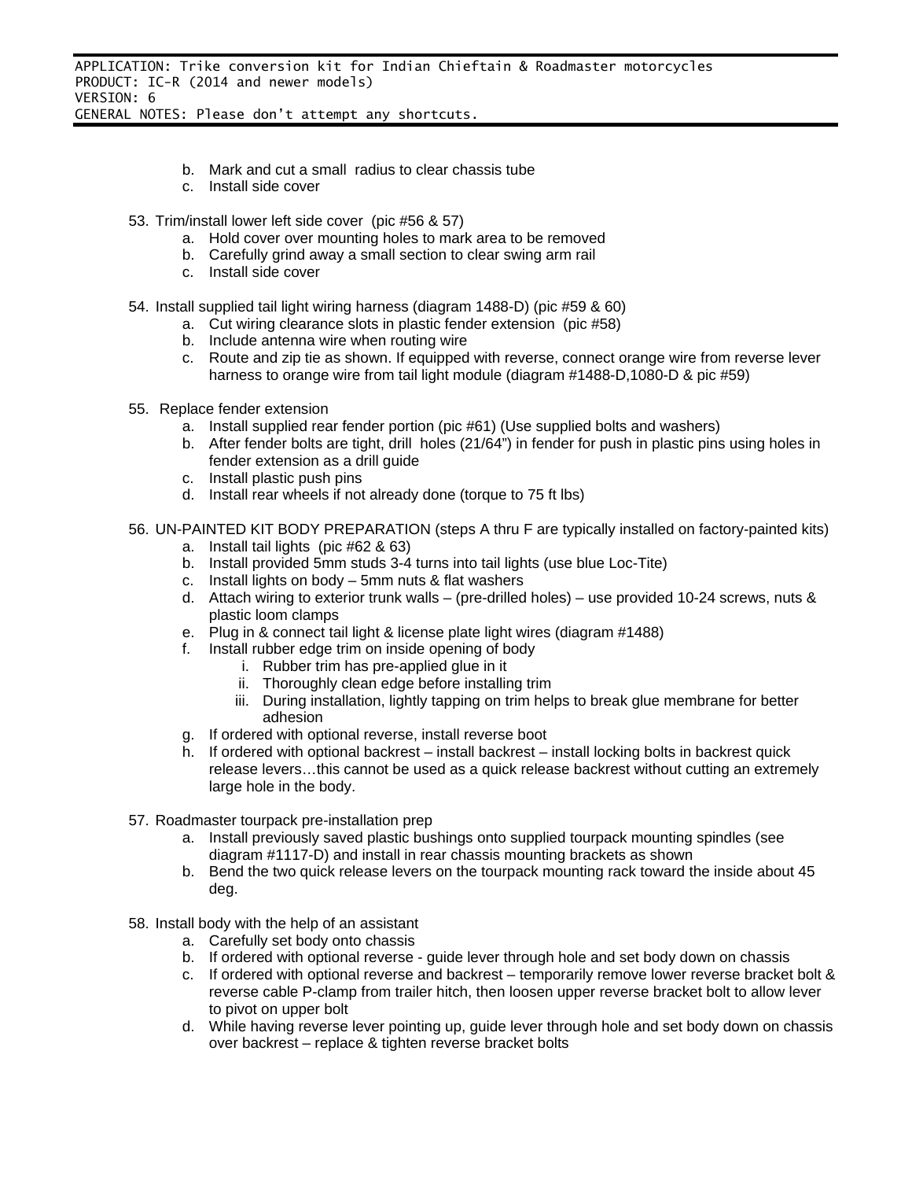b. Mark and cut a small radius to clear chassis tube
c. Install side cover

53. Trim/install lower left side cover (pic #56 & 57)
    a. Hold cover over mounting holes to mark area to be removed
    b. Carefully grind away a small section to clear swing arm rail
    c. Install side cover

54. Install supplied tail light wiring harness (diagram 1488-D) (pic #59 & 60)
    a. Cut wiring clearance slots in plastic fender extension (pic #58)
    b. Include antenna wire when routing wire
    c. Route and zip tie as shown. If equipped with reverse, connect orange wire from reverse lever harness to orange wire from tail light module (diagram #1488-D,1080-D & pic #59)

55. Replace fender extension
    a. Install supplied rear fender portion (pic #61) (Use supplied bolts and washers)
    b. After fender bolts are tight, drill holes (21/64") in fender for push in plastic pins using holes in fender extension as a drill guide
    c. Install plastic push pins
    d. Install rear wheels if not already done (torque to 75 ft lbs)

56. UN-PAINTED KIT BODY PREPARATION (steps A thru F are typically installed on factory-painted kits)
    a. Install tail lights (pic #62 & 63)
    b. Install provided 5mm studs 3-4 turns into tail lights (use blue Loc-Tite)
    c. Install lights on body – 5mm nuts & flat washers
    d. Attach wiring to exterior trunk walls – (pre-drilled holes) – use provided 10-24 screws, nuts & plastic loom clamps
    e. Plug in & connect tail light & license plate light wires (diagram #1488)
    f. Install rubber edge trim on inside opening of body
        i. Rubber trim has pre-applied glue in it
        ii. Thoroughly clean edge before installing trim
        iii. During installation, lightly tapping on trim helps to break glue membrane for better adhesion
    g. If ordered with optional reverse, install reverse boot
    h. If ordered with optional backrest – install backrest – install locking bolts in backrest quick release levers…this cannot be used as a quick release backrest without cutting an extremely large hole in the body.

57. Roadmaster tourpack pre-installation prep
    a. Install previously saved plastic bushings onto supplied tourpack mounting spindles (see diagram #1117-D) and install in rear chassis mounting brackets as shown
    b. Bend the two quick release levers on the tourpack mounting rack toward the inside about 45 deg.

58. Install body with the help of an assistant
    a. Carefully set body onto chassis
    b. If ordered with optional reverse - guide lever through hole and set body down on chassis
    c. If ordered with optional reverse and backrest – temporarily remove lower reverse bracket bolt & reverse cable P-clamp from trailer hitch, then loosen upper reverse bracket bolt to allow lever to pivot on upper bolt
    d. While having reverse lever pointing up, guide lever through hole and set body down on chassis over backrest – replace & tighten reverse bracket bolts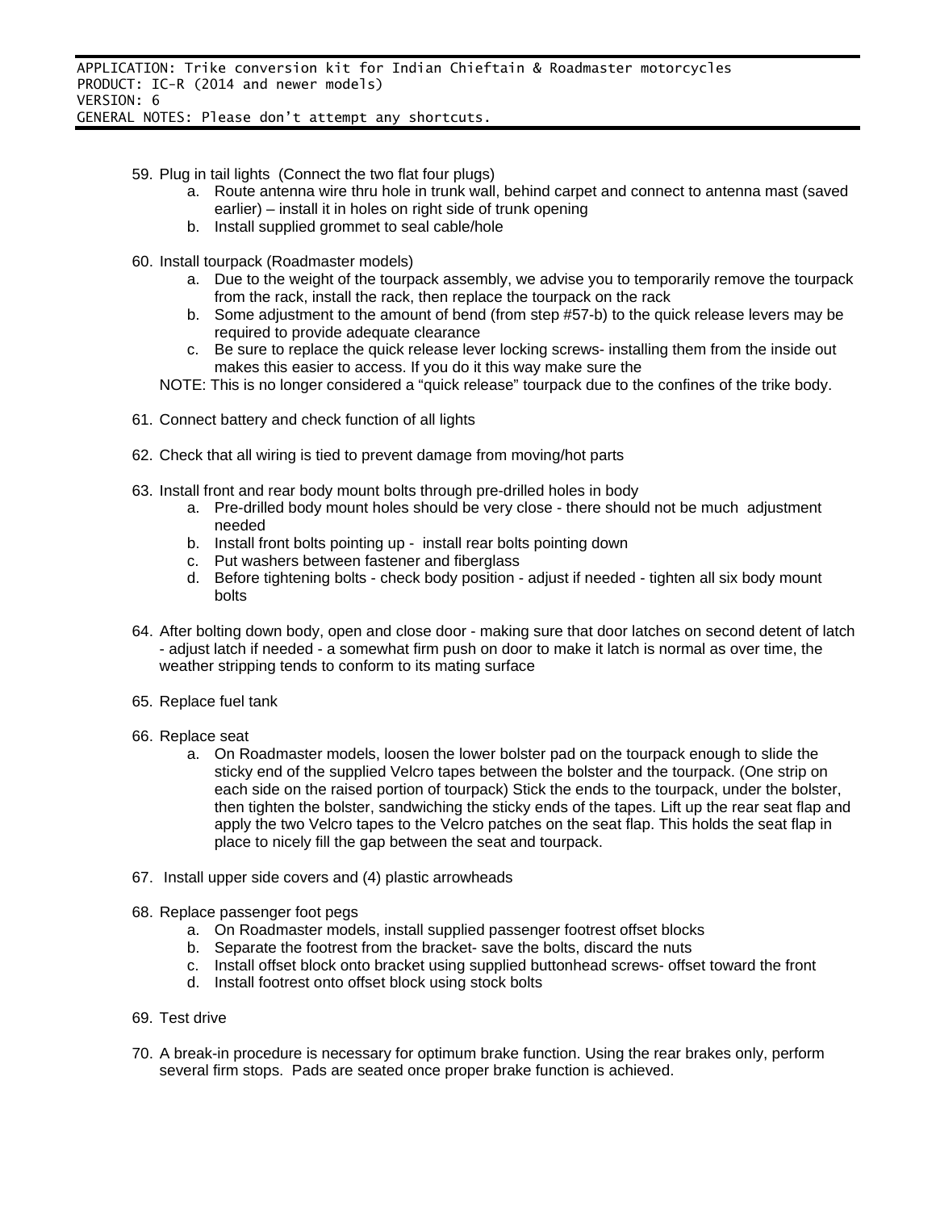APPLICATION: Trike conversion kit for Indian Chieftain & Roadmaster motorcycles
PRODUCT: IC-R (2014 and newer models)
VERSION: 6
GENERAL NOTES: Please don't attempt any shortcuts.

59. Plug in tail lights (Connect the two flat four plugs)
    a. Route antenna wire thru hole in trunk wall, behind carpet and connect to antenna mast (saved earlier) – install it in holes on right side of trunk opening
    b. Install supplied grommet to seal cable/hole

60. Install tourpack (Roadmaster models)
    a. Due to the weight of the tourpack assembly, we advise you to temporarily remove the tourpack from the rack, install the rack, then replace the tourpack on the rack
    b. Some adjustment to the amount of bend (from step #57-b) to the quick release levers may be required to provide adequate clearance
    c. Be sure to replace the quick release lever locking screws- installing them from the inside out makes this easier to access. If you do it this way make sure the

    NOTE: This is no longer considered a "quick release" tourpack due to the confines of the trike body.

61. Connect battery and check function of all lights

62. Check that all wiring is tied to prevent damage from moving/hot parts

63. Install front and rear body mount bolts through pre-drilled holes in body
    a. Pre-drilled body mount holes should be very close - there should not be much adjustment needed
    b. Install front bolts pointing up - install rear bolts pointing down
    c. Put washers between fastener and fiberglass
    d. Before tightening bolts - check body position - adjust if needed - tighten all six body mount bolts

64. After bolting down body, open and close door - making sure that door latches on second detent of latch - adjust latch if needed - a somewhat firm push on door to make it latch is normal as over time, the weather stripping tends to conform to its mating surface

65. Replace fuel tank

66. Replace seat
    a. On Roadmaster models, loosen the lower bolster pad on the tourpack enough to slide the sticky end of the supplied Velcro tapes between the bolster and the tourpack. (One strip on each side on the raised portion of tourpack) Stick the ends to the tourpack, under the bolster, then tighten the bolster, sandwiching the sticky ends of the tapes. Lift up the rear seat flap and apply the two Velcro tapes to the Velcro patches on the seat flap. This holds the seat flap in place to nicely fill the gap between the seat and tourpack.

67. Install upper side covers and (4) plastic arrowheads

68. Replace passenger foot pegs
    a. On Roadmaster models, install supplied passenger footrest offset blocks
    b. Separate the footrest from the bracket- save the bolts, discard the nuts
    c. Install offset block onto bracket using supplied buttonhead screws- offset toward the front
    d. Install footrest onto offset block using stock bolts

69. Test drive

70. A break-in procedure is necessary for optimum brake function. Using the rear brakes only, perform several firm stops. Pads are seated once proper brake function is achieved.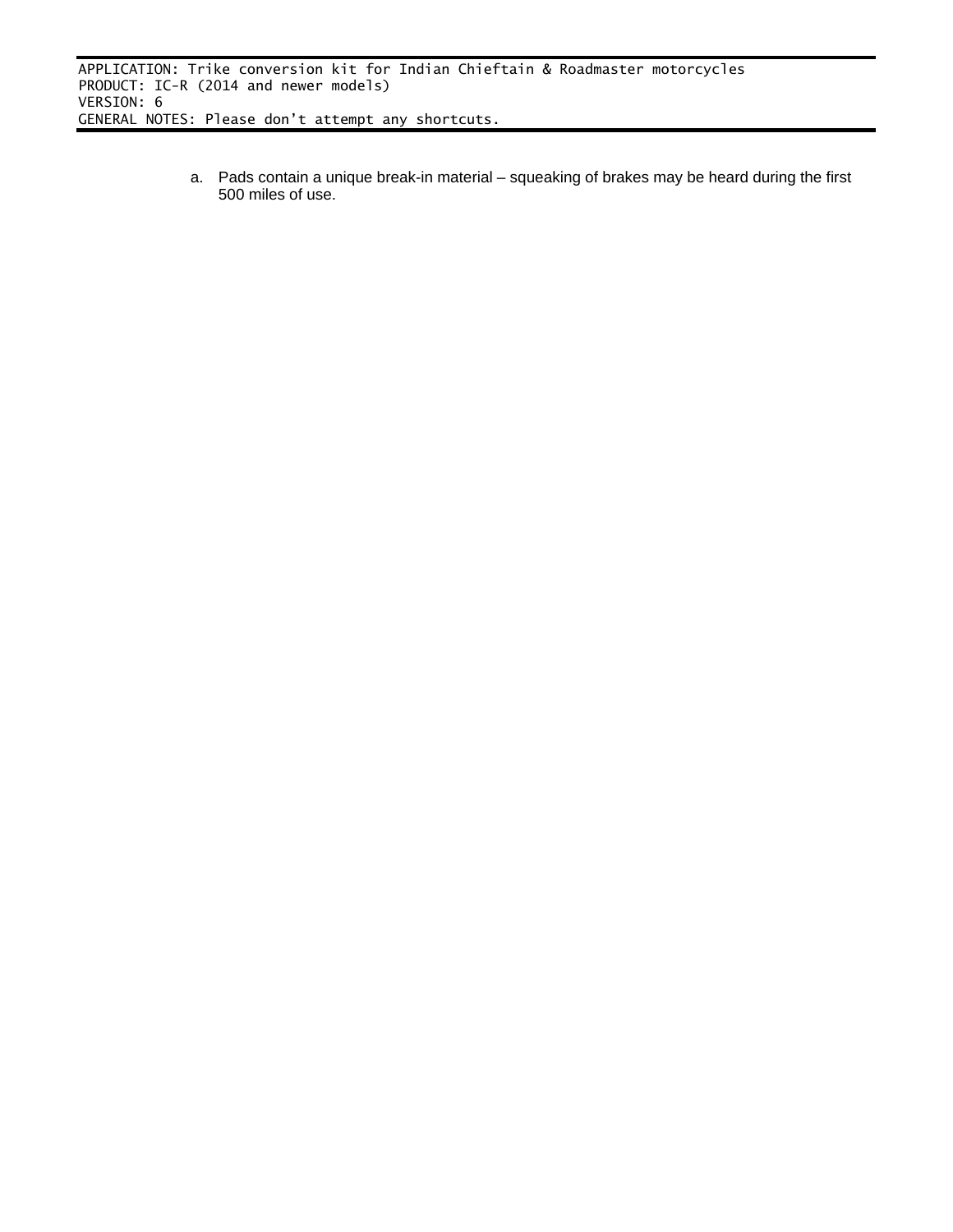a. Pads contain a unique break-in material – squeaking of brakes may be heard during the first 500 miles of use.